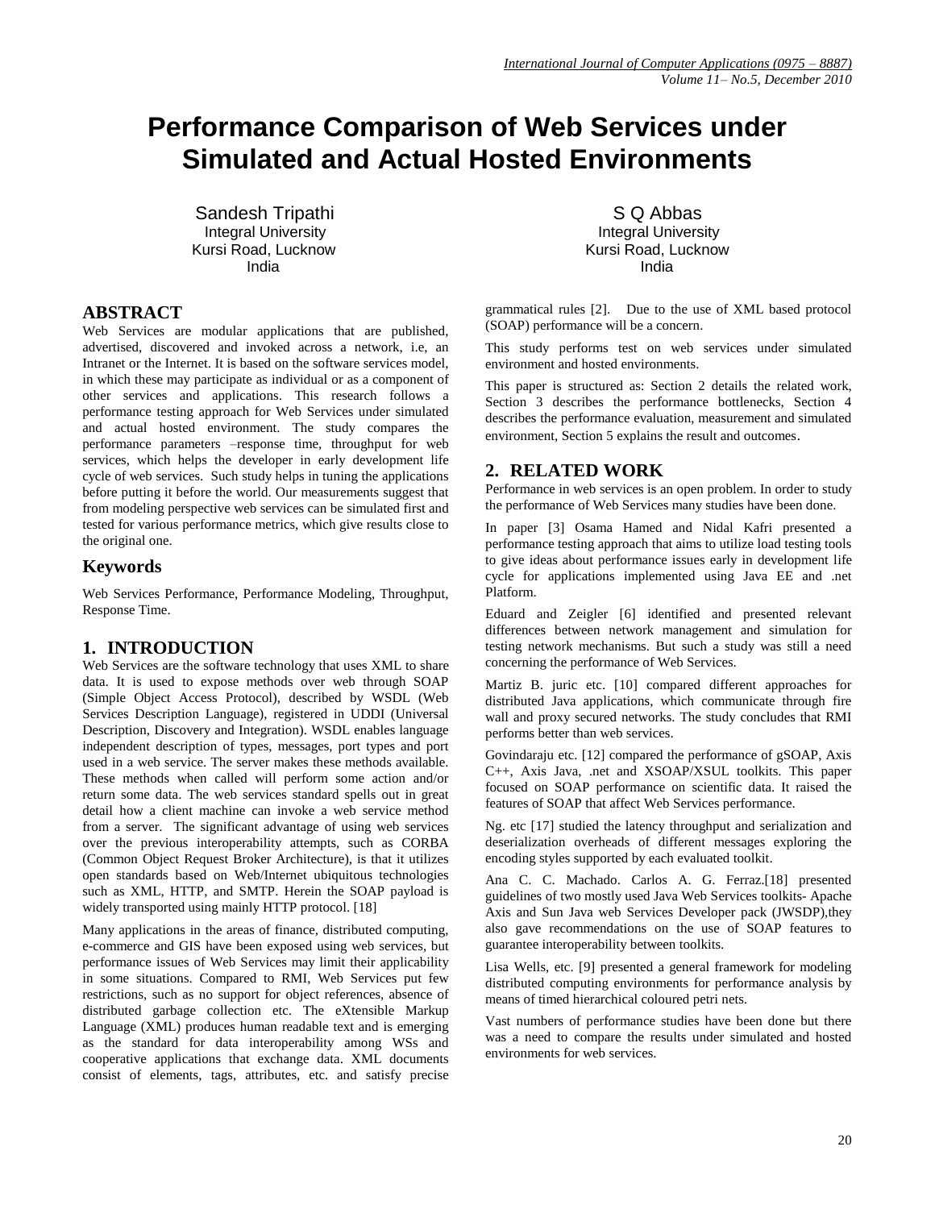# Performance Comparison of Web Services under Simulated and Actual Hosted Environments

Sandesh Tripathi
Integral University
Kursi Road, Lucknow
India

S Q Abbas
Integral University
Kursi Road, Lucknow
India

## ABSTRACT

Web Services are modular applications that are published, advertised, discovered and invoked across a network, i.e, an Intranet or the Internet. It is based on the software services model, in which these may participate as individual or as a component of other services and applications. This research follows a performance testing approach for Web Services under simulated and actual hosted environment. The study compares the performance parameters –response time, throughput for web services, which helps the developer in early development life cycle of web services. Such study helps in tuning the applications before putting it before the world. Our measurements suggest that from modeling perspective web services can be simulated first and tested for various performance metrics, which give results close to the original one.

### Keywords

Web Services Performance, Performance Modeling, Throughput, Response Time.

## 1. INTRODUCTION

Web Services are the software technology that uses XML to share data. It is used to expose methods over web through SOAP (Simple Object Access Protocol), described by WSDL (Web Services Description Language), registered in UDDI (Universal Description, Discovery and Integration). WSDL enables language independent description of types, messages, port types and port used in a web service. The server makes these methods available. These methods when called will perform some action and/or return some data. The web services standard spells out in great detail how a client machine can invoke a web service method from a server. The significant advantage of using web services over the previous interoperability attempts, such as CORBA (Common Object Request Broker Architecture), is that it utilizes open standards based on Web/Internet ubiquitous technologies such as XML, HTTP, and SMTP. Herein the SOAP payload is widely transported using mainly HTTP protocol. [18]

Many applications in the areas of finance, distributed computing, e-commerce and GIS have been exposed using web services, but performance issues of Web Services may limit their applicability in some situations. Compared to RMI, Web Services put few restrictions, such as no support for object references, absence of distributed garbage collection etc. The eXtensible Markup Language (XML) produces human readable text and is emerging as the standard for data interoperability among WSs and cooperative applications that exchange data. XML documents consist of elements, tags, attributes, etc. and satisfy precise grammatical rules [2]. Due to the use of XML based protocol (SOAP) performance will be a concern.

This study performs test on web services under simulated environment and hosted environments.

This paper is structured as: Section 2 details the related work, Section 3 describes the performance bottlenecks, Section 4 describes the performance evaluation, measurement and simulated environment, Section 5 explains the result and outcomes.

## 2. RELATED WORK

Performance in web services is an open problem. In order to study the performance of Web Services many studies have been done.

In paper [3] Osama Hamed and Nidal Kafri presented a performance testing approach that aims to utilize load testing tools to give ideas about performance issues early in development life cycle for applications implemented using Java EE and .net Platform.

Eduard and Zeigler [6] identified and presented relevant differences between network management and simulation for testing network mechanisms. But such a study was still a need concerning the performance of Web Services.

Martiz B. juric etc. [10] compared different approaches for distributed Java applications, which communicate through fire wall and proxy secured networks. The study concludes that RMI performs better than web services.

Govindaraju etc. [12] compared the performance of gSOAP, Axis C++, Axis Java, .net and XSOAP/XSUL toolkits. This paper focused on SOAP performance on scientific data. It raised the features of SOAP that affect Web Services performance.

Ng. etc [17] studied the latency throughput and serialization and deserialization overheads of different messages exploring the encoding styles supported by each evaluated toolkit.

Ana C. C. Machado. Carlos A. G. Ferraz.[18] presented guidelines of two mostly used Java Web Services toolkits- Apache Axis and Sun Java web Services Developer pack (JWSDP),they also gave recommendations on the use of SOAP features to guarantee interoperability between toolkits.

Lisa Wells, etc. [9] presented a general framework for modeling distributed computing environments for performance analysis by means of timed hierarchical coloured petri nets.

Vast numbers of performance studies have been done but there was a need to compare the results under simulated and hosted environments for web services.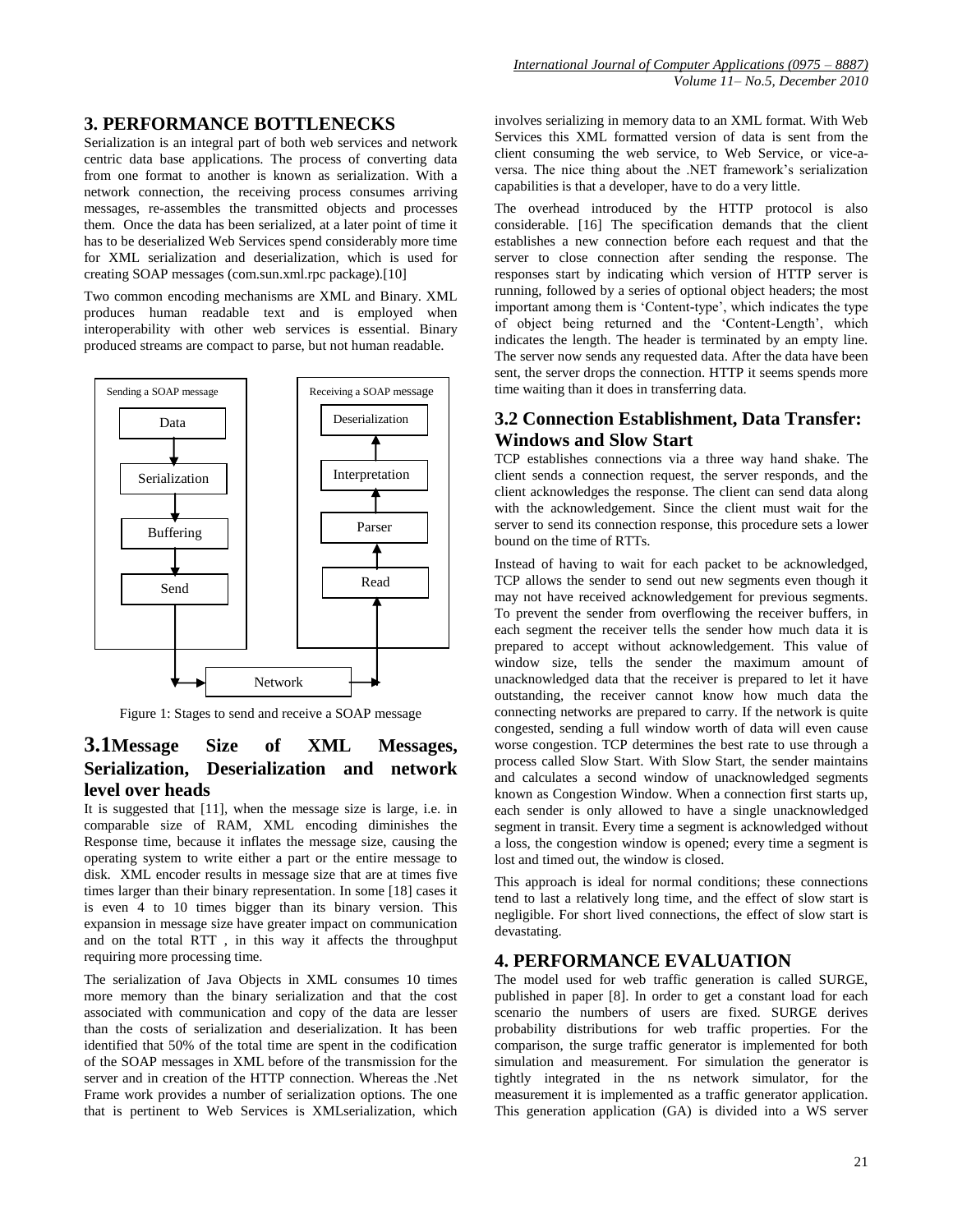## 3. PERFORMANCE BOTTLENECKS

Serialization is an integral part of both web services and network centric data base applications. The process of converting data from one format to another is known as serialization. With a network connection, the receiving process consumes arriving messages, re-assembles the transmitted objects and processes them. Once the data has been serialized, at a later point of time it has to be deserialized Web Services spend considerably more time for XML serialization and deserialization, which is used for creating SOAP messages (com.sun.xml.rpc package).[10]

Two common encoding mechanisms are XML and Binary. XML produces human readable text and is employed when interoperability with other web services is essential. Binary produced streams are compact to parse, but not human readable.

Figure 1: Stages to send and receive a SOAP message

### 3.1Message Size of XML Messages, Serialization, Deserialization and network level over heads

It is suggested that [11], when the message size is large, i.e. in comparable size of RAM, XML encoding diminishes the Response time, because it inflates the message size, causing the operating system to write either a part or the entire message to disk. XML encoder results in message size that are at times five times larger than their binary representation. In some [18] cases it is even 4 to 10 times bigger than its binary version. This expansion in message size have greater impact on communication and on the total RTT , in this way it affects the throughput requiring more processing time.

The serialization of Java Objects in XML consumes 10 times more memory than the binary serialization and that the cost associated with communication and copy of the data are lesser than the costs of serialization and deserialization. It has been identified that 50% of the total time are spent in the codification of the SOAP messages in XML before of the transmission for the server and in creation of the HTTP connection. Whereas the .Net Frame work provides a number of serialization options. The one that is pertinent to Web Services is XMLserialization, which involves serializing in memory data to an XML format. With Web Services this XML formatted version of data is sent from the client consuming the web service, to Web Service, or vice-a-versa. The nice thing about the .NET framework's serialization capabilities is that a developer, have to do a very little.

The overhead introduced by the HTTP protocol is also considerable. [16] The specification demands that the client establishes a new connection before each request and that the server to close connection after sending the response. The responses start by indicating which version of HTTP server is running, followed by a series of optional object headers; the most important among them is 'Content-type', which indicates the type of object being returned and the 'Content-Length', which indicates the length. The header is terminated by an empty line. The server now sends any requested data. After the data have been sent, the server drops the connection. HTTP it seems spends more time waiting than it does in transferring data.

### 3.2 Connection Establishment, Data Transfer: Windows and Slow Start

TCP establishes connections via a three way hand shake. The client sends a connection request, the server responds, and the client acknowledges the response. The client can send data along with the acknowledgement. Since the client must wait for the server to send its connection response, this procedure sets a lower bound on the time of RTTs.

Instead of having to wait for each packet to be acknowledged, TCP allows the sender to send out new segments even though it may not have received acknowledgement for previous segments. To prevent the sender from overflowing the receiver buffers, in each segment the receiver tells the sender how much data it is prepared to accept without acknowledgement. This value of window size, tells the sender the maximum amount of unacknowledged data that the receiver is prepared to let it have outstanding, the receiver cannot know how much data the connecting networks are prepared to carry. If the network is quite congested, sending a full window worth of data will even cause worse congestion. TCP determines the best rate to use through a process called Slow Start. With Slow Start, the sender maintains and calculates a second window of unacknowledged segments known as Congestion Window. When a connection first starts up, each sender is only allowed to have a single unacknowledged segment in transit. Every time a segment is acknowledged without a loss, the congestion window is opened; every time a segment is lost and timed out, the window is closed.

This approach is ideal for normal conditions; these connections tend to last a relatively long time, and the effect of slow start is negligible. For short lived connections, the effect of slow start is devastating.

## 4. PERFORMANCE EVALUATION

The model used for web traffic generation is called SURGE, published in paper [8]. In order to get a constant load for each scenario the numbers of users are fixed. SURGE derives probability distributions for web traffic properties. For the comparison, the surge traffic generator is implemented for both simulation and measurement. For simulation the generator is tightly integrated in the ns network simulator, for the measurement it is implemented as a traffic generator application. This generation application (GA) is divided into a WS server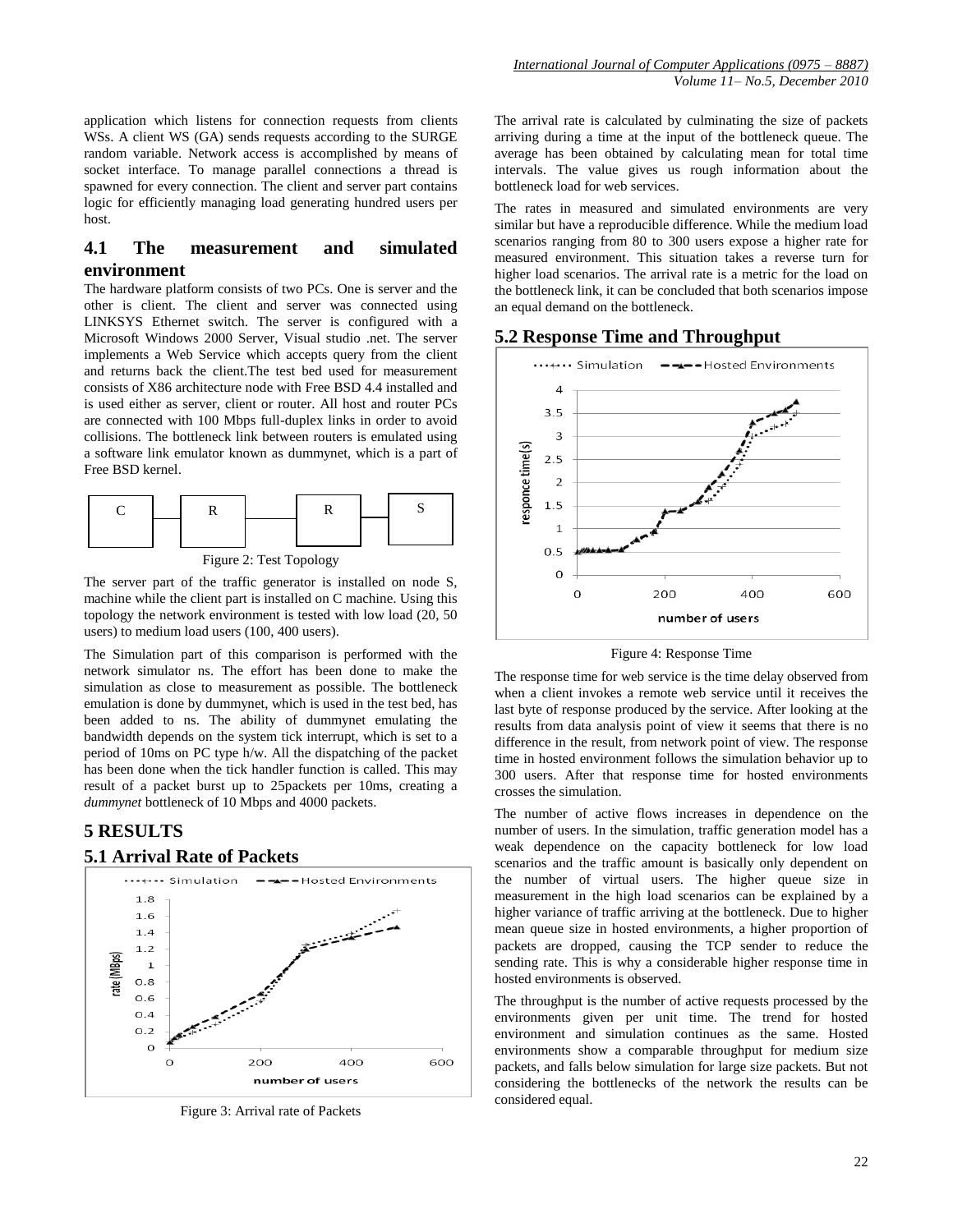application which listens for connection requests from clients WSs. A client WS (GA) sends requests according to the SURGE random variable. Network access is accomplished by means of socket interface. To manage parallel connections a thread is spawned for every connection. The client and server part contains logic for efficiently managing load generating hundred users per host.

## 4.1 The measurement and simulated environment

The hardware platform consists of two PCs. One is server and the other is client. The client and server was connected using LINKSYS Ethernet switch. The server is configured with a Microsoft Windows 2000 Server, Visual studio .net. The server implements a Web Service which accepts query from the client and returns back the client.The test bed used for measurement consists of X86 architecture node with Free BSD 4.4 installed and is used either as server, client or router. All host and router PCs are connected with 100 Mbps full-duplex links in order to avoid collisions. The bottleneck link between routers is emulated using a software link emulator known as dummynet, which is a part of Free BSD kernel.

C — R — R — S

Figure 2: Test Topology

The server part of the traffic generator is installed on node S, machine while the client part is installed on C machine. Using this topology the network environment is tested with low load (20, 50 users) to medium load users (100, 400 users).

The Simulation part of this comparison is performed with the network simulator ns. The effort has been done to make the simulation as close to measurement as possible. The bottleneck emulation is done by dummynet, which is used in the test bed, has been added to ns. The ability of dummynet emulating the bandwidth depends on the system tick interrupt, which is set to a period of 10ms on PC type h/w. All the dispatching of the packet has been done when the tick handler function is called. This may result of a packet burst up to 25packets per 10ms, creating a *dummynet* bottleneck of 10 Mbps and 4000 packets.

# 5 RESULTS

## 5.1 Arrival Rate of Packets

Figure 3: Arrival rate of Packets

The arrival rate is calculated by culminating the size of packets arriving during a time at the input of the bottleneck queue. The average has been obtained by calculating mean for total time intervals. The value gives us rough information about the bottleneck load for web services.

The rates in measured and simulated environments are very similar but have a reproducible difference. While the medium load scenarios ranging from 80 to 300 users expose a higher rate for measured environment. This situation takes a reverse turn for higher load scenarios. The arrival rate is a metric for the load on the bottleneck link, it can be concluded that both scenarios impose an equal demand on the bottleneck.

## 5.2 Response Time and Throughput

Figure 4: Response Time

The response time for web service is the time delay observed from when a client invokes a remote web service until it receives the last byte of response produced by the service. After looking at the results from data analysis point of view it seems that there is no difference in the result, from network point of view. The response time in hosted environment follows the simulation behavior up to 300 users. After that response time for hosted environments crosses the simulation.

The number of active flows increases in dependence on the number of users. In the simulation, traffic generation model has a weak dependence on the capacity bottleneck for low load scenarios and the traffic amount is basically only dependent on the number of virtual users. The higher queue size in measurement in the high load scenarios can be explained by a higher variance of traffic arriving at the bottleneck. Due to higher mean queue size in hosted environments, a higher proportion of packets are dropped, causing the TCP sender to reduce the sending rate. This is why a considerable higher response time in hosted environments is observed.

The throughput is the number of active requests processed by the environments given per unit time. The trend for hosted environment and simulation continues as the same. Hosted environments show a comparable throughput for medium size packets, and falls below simulation for large size packets. But not considering the bottlenecks of the network the results can be considered equal.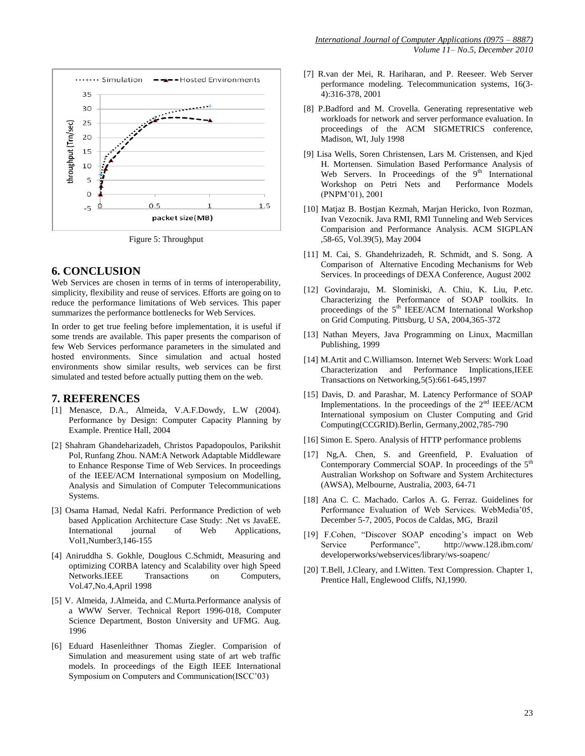Simulation
Hosted Environments
throughput (Trn/sec)
35
30
25
20
15
10
5
0
-5
0
0.5
1
1.5
packet size(MB)

Figure 5: Throughput

## 6. CONCLUSION

Web Services are chosen in terms of in terms of interoperability, simplicity, flexibility and reuse of services. Efforts are going on to reduce the performance limitations of Web services. This paper summarizes the performance bottlenecks for Web Services.

In order to get true feeling before implementation, it is useful if some trends are available. This paper presents the comparison of few Web Services performance parameters in the simulated and hosted environments. Since simulation and actual hosted environments show similar results, web services can be first simulated and tested before actually putting them on the web.

## 7. REFERENCES

[1] Menasce, D.A., Almeida, V.A.F.Dowdy, L.W (2004). Performance by Design: Computer Capacity Planning by Example. Prentice Hall, 2004

[2] Shahram Ghandeharizadeh, Christos Papadopoulos, Parikshit Pol, Runfang Zhou. NAM:A Network Adaptable Middleware to Enhance Response Time of Web Services. In proceedings of the IEEE/ACM International symposium on Modelling, Analysis and Simulation of Computer Telecommunications Systems.

[3] Osama Hamad, Nedal Kafri. Performance Prediction of web based Application Architecture Case Study: .Net vs JavaEE. International journal of Web Applications, Vol1,Number3,146-155

[4] Aniruddha S. Gokhle, Douglous C.Schmidt, Measuring and optimizing CORBA latency and Scalability over high Speed Networks.IEEE Transactions on Computers, Vol.47,No.4,April 1998

[5] V. Almeida, J.Almeida, and C.Murta.Performance analysis of a WWW Server. Technical Report 1996-018, Computer Science Department, Boston University and UFMG. Aug. 1996

[6] Eduard Hasenleithner Thomas Ziegler. Comparision of Simulation and measurement using state of art web traffic models. In proceedings of the Eigth IEEE International Symposium on Computers and Communication(ISCC'03)

[7] R.van der Mei, R. Hariharan, and P. Reeseer. Web Server performance modeling. Telecommunication systems, 16(3-4):316-378, 2001

[8] P.Badford and M. Crovella. Generating representative web workloads for network and server performance evaluation. In proceedings of the ACM SIGMETRICS conference, Madison, WI, July 1998

[9] Lisa Wells, Soren Christensen, Lars M. Cristensen, and Kjed H. Mortensen. Simulation Based Performance Analysis of Web Servers. In Proceedings of the 9th International Workshop on Petri Nets and Performance Models (PNPM'01), 2001

[10] Matjaz B. Bostjan Kezmah, Marjan Hericko, Ivon Rozman, Ivan Vezocnik. Java RMI, RMI Tunneling and Web Services Comparision and Performance Analysis. ACM SIGPLAN ,58-65, Vol.39(5), May 2004

[11] M. Cai, S. Ghandehrizadeh, R. Schmidt, and S. Song. A Comparison of Alternative Encoding Mechanisms for Web Services. In proceedings of DEXA Conference, August 2002

[12] Govindaraju, M. Slominiski, A. Chiu, K. Liu, P.etc. Characterizing the Performance of SOAP toolkits. In proceedings of the 5th IEEE/ACM International Workshop on Grid Computing. Pittsburg, U SA, 2004,365-372

[13] Nathan Meyers, Java Programming on Linux, Macmillan Publishing, 1999

[14] M.Artit and C.Williamson. Internet Web Servers: Work Load Characterization and Performance Implications,IEEE Transactions on Networking,5(5):661-645,1997

[15] Davis, D. and Parashar, M. Latency Performance of SOAP Implementations. In the proceedings of the 2nd IEEE/ACM International symposium on Cluster Computing and Grid Computing(CCGRID).Berlin, Germany,2002,785-790

[16] Simon E. Spero. Analysis of HTTP performance problems

[17] Ng,A. Chen, S. and Greenfield, P. Evaluation of Contemporary Commercial SOAP. In proceedings of the 5th Australian Workshop on Software and System Architectures (AWSA), Melbourne, Australia, 2003, 64-71

[18] Ana C. C. Machado. Carlos A. G. Ferraz. Guidelines for Performance Evaluation of Web Services. WebMedia'05, December 5-7, 2005, Pocos de Caldas, MG, Brazil

[19] F.Cohen, "Discover SOAP encoding's impact on Web Service Performance", http://www.128.ibm.com/ developerworks/webservices/library/ws-soapenc/

[20] T.Bell, J.Cleary, and I.Witten. Text Compression. Chapter 1, Prentice Hall, Englewood Cliffs, NJ,1990.